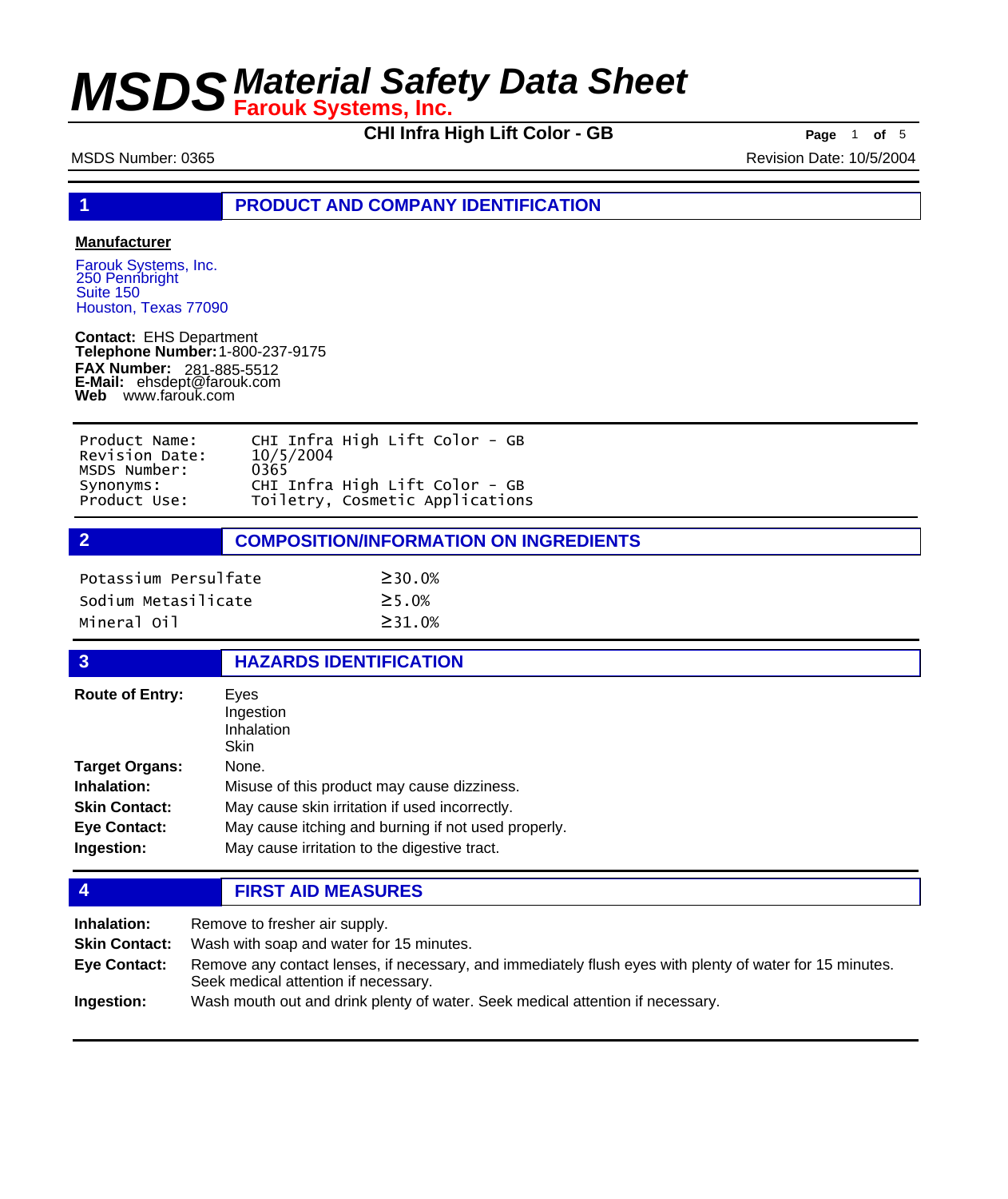# MSDS Material Safety Data Sheet

**Farouk Systems, Inc.**

**CHI Infra High Lift Color - GB**

MSDS Number: 0365

Revision Date: 10/5/2004

## 1 PRODUCT AND COMPANY IDENTIFICATION

**Manufacturer**

Farouk Systems, Inc.
250 Pennbright
Suite 150
Houston, Texas 77090

**Contact:** EHS Department
**Telephone Number:** 1-800-237-9175
**FAX Number:** 281-885-5512
**E-Mail:** ehsdept@farouk.com
**Web** www.farouk.com

| | |
|---|---|
| Product Name: | CHI Infra High Lift Color - GB |
| Revision Date: | 10/5/2004 |
| MSDS Number: | 0365 |
| Synonyms: | CHI Infra High Lift Color - GB |
| Product Use: | Toiletry, Cosmetic Applications |

## 2 COMPOSITION/INFORMATION ON INGREDIENTS

| | |
|---|---|
| Potassium Persulfate | ≥30.0% |
| Sodium Metasilicate | ≥5.0% |
| Mineral Oil | ≥31.0% |

## 3 HAZARDS IDENTIFICATION

**Route of Entry:** Eyes, Ingestion, Inhalation, Skin

**Target Organs:** None.

**Inhalation:** Misuse of this product may cause dizziness.

**Skin Contact:** May cause skin irritation if used incorrectly.

**Eye Contact:** May cause itching and burning if not used properly.

**Ingestion:** May cause irritation to the digestive tract.

## 4 FIRST AID MEASURES

**Inhalation:** Remove to fresher air supply.

**Skin Contact:** Wash with soap and water for 15 minutes.

**Eye Contact:** Remove any contact lenses, if necessary, and immediately flush eyes with plenty of water for 15 minutes. Seek medical attention if necessary.

**Ingestion:** Wash mouth out and drink plenty of water. Seek medical attention if necessary.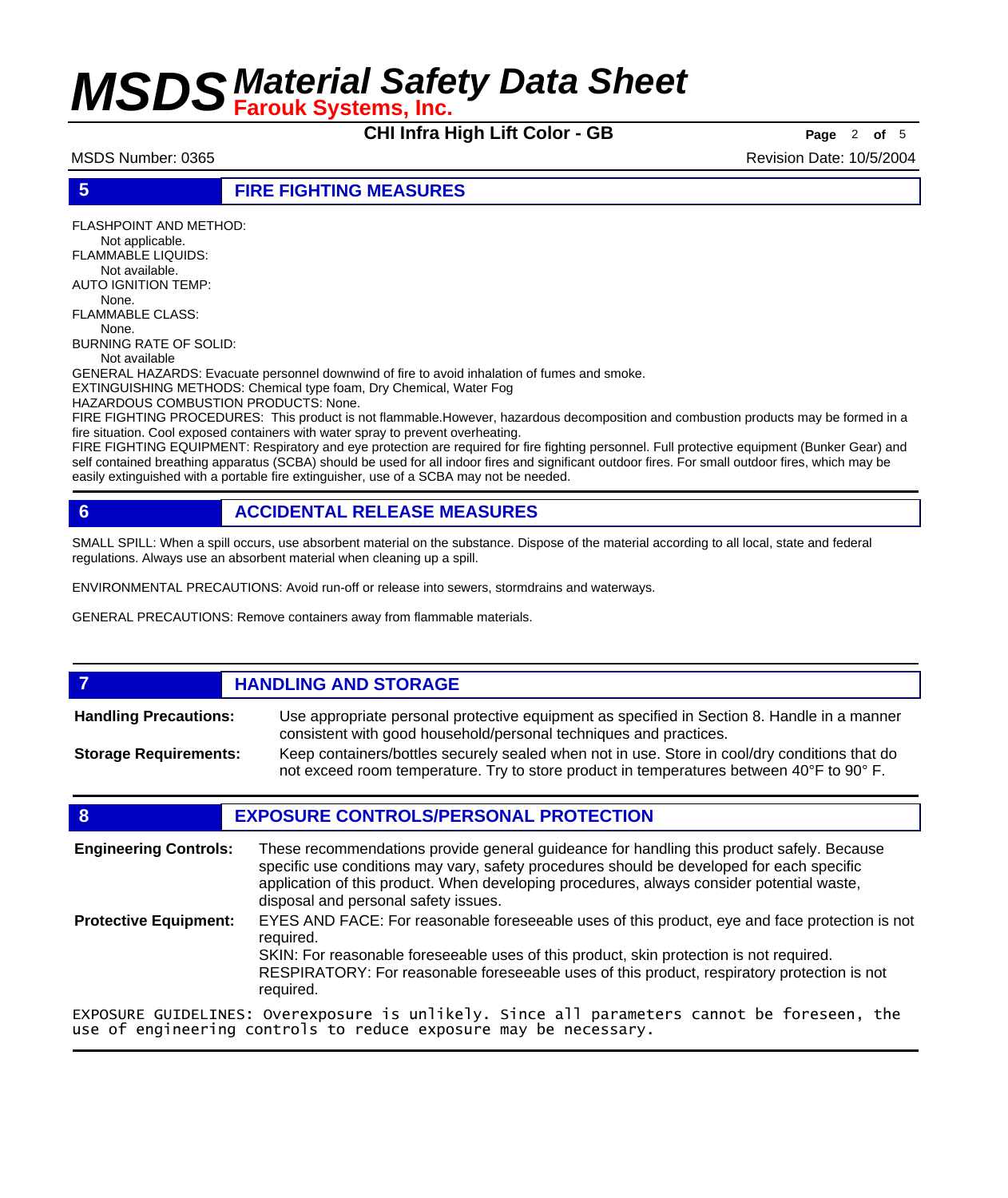## 5 FIRE FIGHTING MEASURES

FLASHPOINT AND METHOD:
Not applicable.
FLAMMABLE LIQUIDS:
Not available.
AUTO IGNITION TEMP:
None.
FLAMMABLE CLASS:
None.
BURNING RATE OF SOLID:
Not available
GENERAL HAZARDS: Evacuate personnel downwind of fire to avoid inhalation of fumes and smoke.
EXTINGUISHING METHODS: Chemical type foam, Dry Chemical, Water Fog
HAZARDOUS COMBUSTION PRODUCTS: None.
FIRE FIGHTING PROCEDURES: This product is not flammable.However, hazardous decomposition and combustion products may be formed in a fire situation. Cool exposed containers with water spray to prevent overheating.
FIRE FIGHTING EQUIPMENT: Respiratory and eye protection are required for fire fighting personnel. Full protective equipment (Bunker Gear) and self contained breathing apparatus (SCBA) should be used for all indoor fires and significant outdoor fires. For small outdoor fires, which may be easily extinguished with a portable fire extinguisher, use of a SCBA may not be needed.

## 6 ACCIDENTAL RELEASE MEASURES

SMALL SPILL: When a spill occurs, use absorbent material on the substance. Dispose of the material according to all local, state and federal regulations. Always use an absorbent material when cleaning up a spill.

ENVIRONMENTAL PRECAUTIONS: Avoid run-off or release into sewers, stormdrains and waterways.

GENERAL PRECAUTIONS: Remove containers away from flammable materials.

## 7 HANDLING AND STORAGE

**Handling Precautions:** Use appropriate personal protective equipment as specified in Section 8. Handle in a manner consistent with good household/personal techniques and practices.

**Storage Requirements:** Keep containers/bottles securely sealed when not in use. Store in cool/dry conditions that do not exceed room temperature. Try to store product in temperatures between 40° F to 90° F.

## 8 EXPOSURE CONTROLS/PERSONAL PROTECTION

**Engineering Controls:** These recommendations provide general guideance for handling this product safely. Because specific use conditions may vary, safety procedures should be developed for each specific application of this product. When developing procedures, always consider potential waste, disposal and personal safety issues.

**Protective Equipment:** EYES AND FACE: For reasonable foreseeable uses of this product, eye and face protection is not required.
SKIN: For reasonable foreseeable uses of this product, skin protection is not required.
RESPIRATORY: For reasonable foreseeable uses of this product, respiratory protection is not required.

EXPOSURE GUIDELINES: Overexposure is unlikely. Since all parameters cannot be foreseen, the use of engineering controls to reduce exposure may be necessary.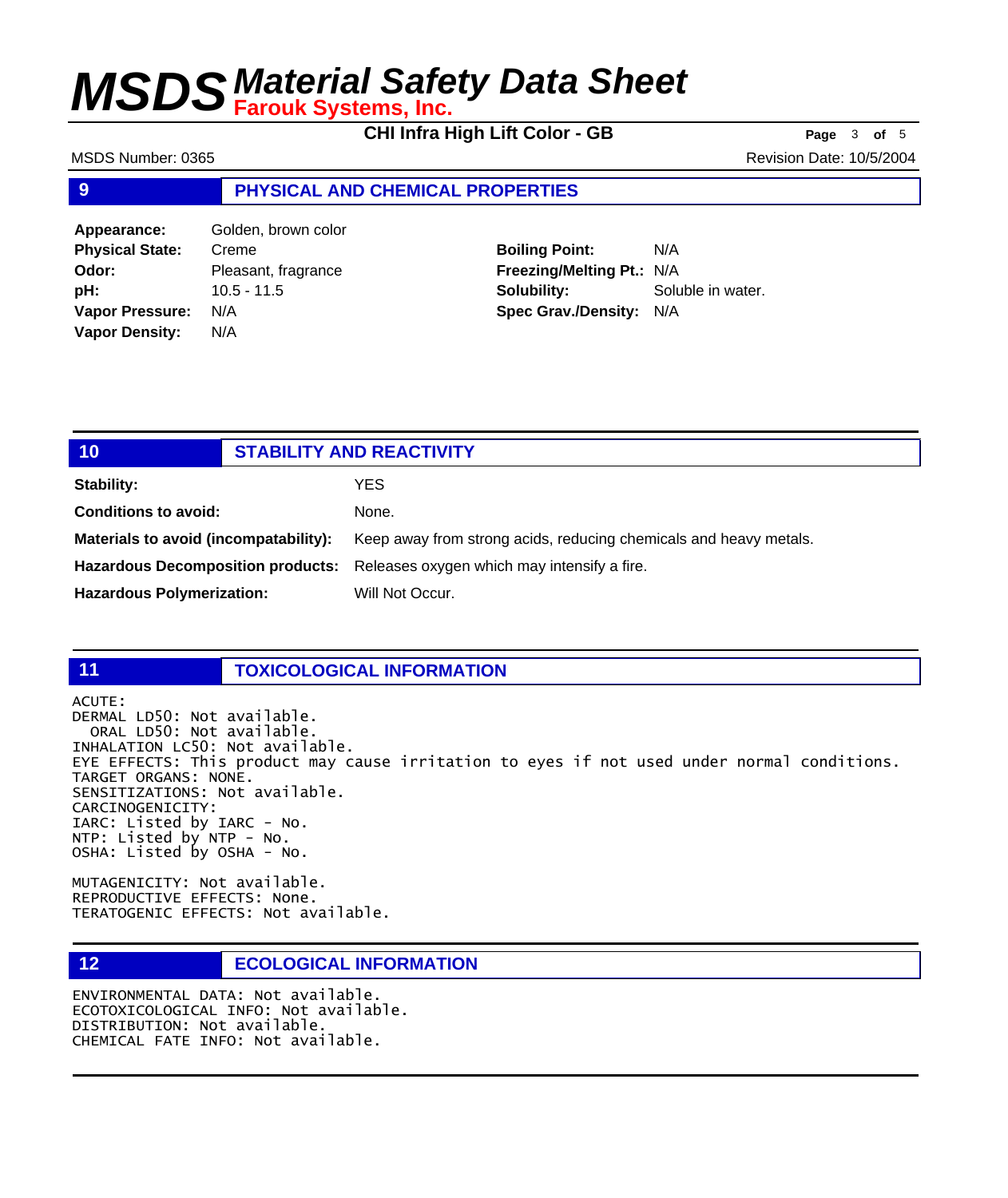## 9 PHYSICAL AND CHEMICAL PROPERTIES

| | | | |
|---|---|---|---|
| **Appearance:** | Golden, brown color | | |
| **Physical State:** | Creme | **Boiling Point:** | N/A |
| **Odor:** | Pleasant, fragrance | **Freezing/Melting Pt.:** | N/A |
| **pH:** | 10.5 - 11.5 | **Solubility:** | Soluble in water. |
| **Vapor Pressure:** | N/A | **Spec Grav./Density:** | N/A |
| **Vapor Density:** | N/A | | |

## 10 STABILITY AND REACTIVITY

**Stability:** YES

**Conditions to avoid:** None.

**Materials to avoid (incompatability):** Keep away from strong acids, reducing chemicals and heavy metals.

**Hazardous Decomposition products:** Releases oxygen which may intensify a fire.

**Hazardous Polymerization:** Will Not Occur.

## 11 TOXICOLOGICAL INFORMATION

```
ACUTE:
DERMAL LD50: Not available.
  ORAL LD50: Not available.
INHALATION LC50: Not available.
EYE EFFECTS: This product may cause irritation to eyes if not used under normal conditions.
TARGET ORGANS: NONE.
SENSITIZATIONS: Not available.
CARCINOGENICITY:
IARC: Listed by IARC - No.
NTP: Listed by NTP - No.
OSHA: Listed by OSHA - No.

MUTAGENICITY: Not available.
REPRODUCTIVE EFFECTS: None.
TERATOGENIC EFFECTS: Not available.
```

## 12 ECOLOGICAL INFORMATION

```
ENVIRONMENTAL DATA: Not available.
ECOTOXICOLOGICAL INFO: Not available.
DISTRIBUTION: Not available.
CHEMICAL FATE INFO: Not available.
```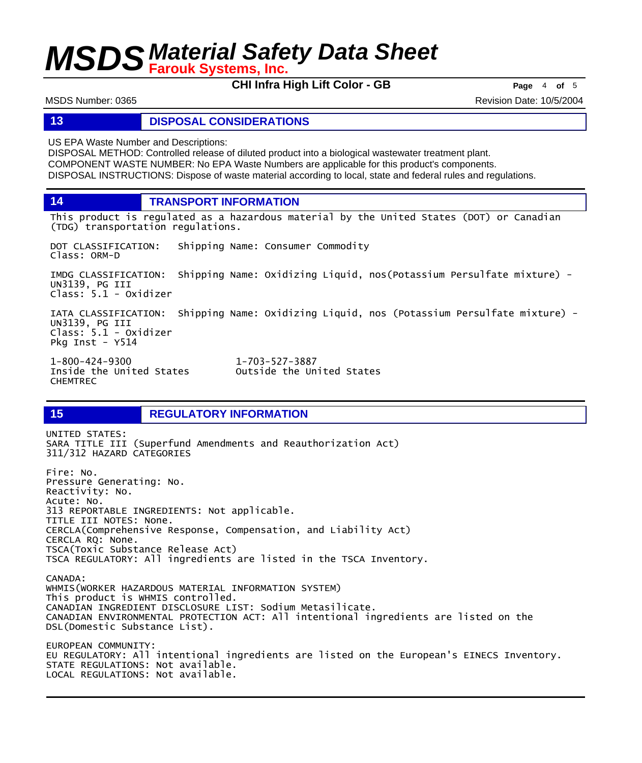## 13 DISPOSAL CONSIDERATIONS

US EPA Waste Number and Descriptions:
DISPOSAL METHOD: Controlled release of diluted product into a biological wastewater treatment plant.
COMPONENT WASTE NUMBER: No EPA Waste Numbers are applicable for this product's components.
DISPOSAL INSTRUCTIONS: Dispose of waste material according to local, state and federal rules and regulations.

## 14 TRANSPORT INFORMATION

This product is regulated as a hazardous material by the United States (DOT) or Canadian (TDG) transportation regulations.

DOT CLASSIFICATION: Shipping Name: Consumer Commodity
Class: ORM-D

IMDG CLASSIFICATION: Shipping Name: Oxidizing Liquid, nos(Potassium Persulfate mixture) - UN3139, PG III
Class: 5.1 - Oxidizer

IATA CLASSIFICATION: Shipping Name: Oxidizing Liquid, nos (Potassium Persulfate mixture) - UN3139, PG III
Class: 5.1 - Oxidizer
Pkg Inst - Y514

1-800-424-9300 Inside the United States CHEMTREC
1-703-527-3887 Outside the United States

## 15 REGULATORY INFORMATION

UNITED STATES:
SARA TITLE III (Superfund Amendments and Reauthorization Act)
311/312 HAZARD CATEGORIES

Fire: No.
Pressure Generating: No.
Reactivity: No.
Acute: No.
313 REPORTABLE INGREDIENTS: Not applicable.
TITLE III NOTES: None.
CERCLA(Comprehensive Response, Compensation, and Liability Act)
CERCLA RQ: None.
TSCA(Toxic Substance Release Act)
TSCA REGULATORY: All ingredients are listed in the TSCA Inventory.

CANADA:
WHMIS(WORKER HAZARDOUS MATERIAL INFORMATION SYSTEM)
This product is WHMIS controlled.
CANADIAN INGREDIENT DISCLOSURE LIST: Sodium Metasilicate.
CANADIAN ENVIRONMENTAL PROTECTION ACT: All intentional ingredients are listed on the DSL(Domestic Substance List).

EUROPEAN COMMUNITY:
EU REGULATORY: All intentional ingredients are listed on the European's EINECS Inventory.
STATE REGULATIONS: Not available.
LOCAL REGULATIONS: Not available.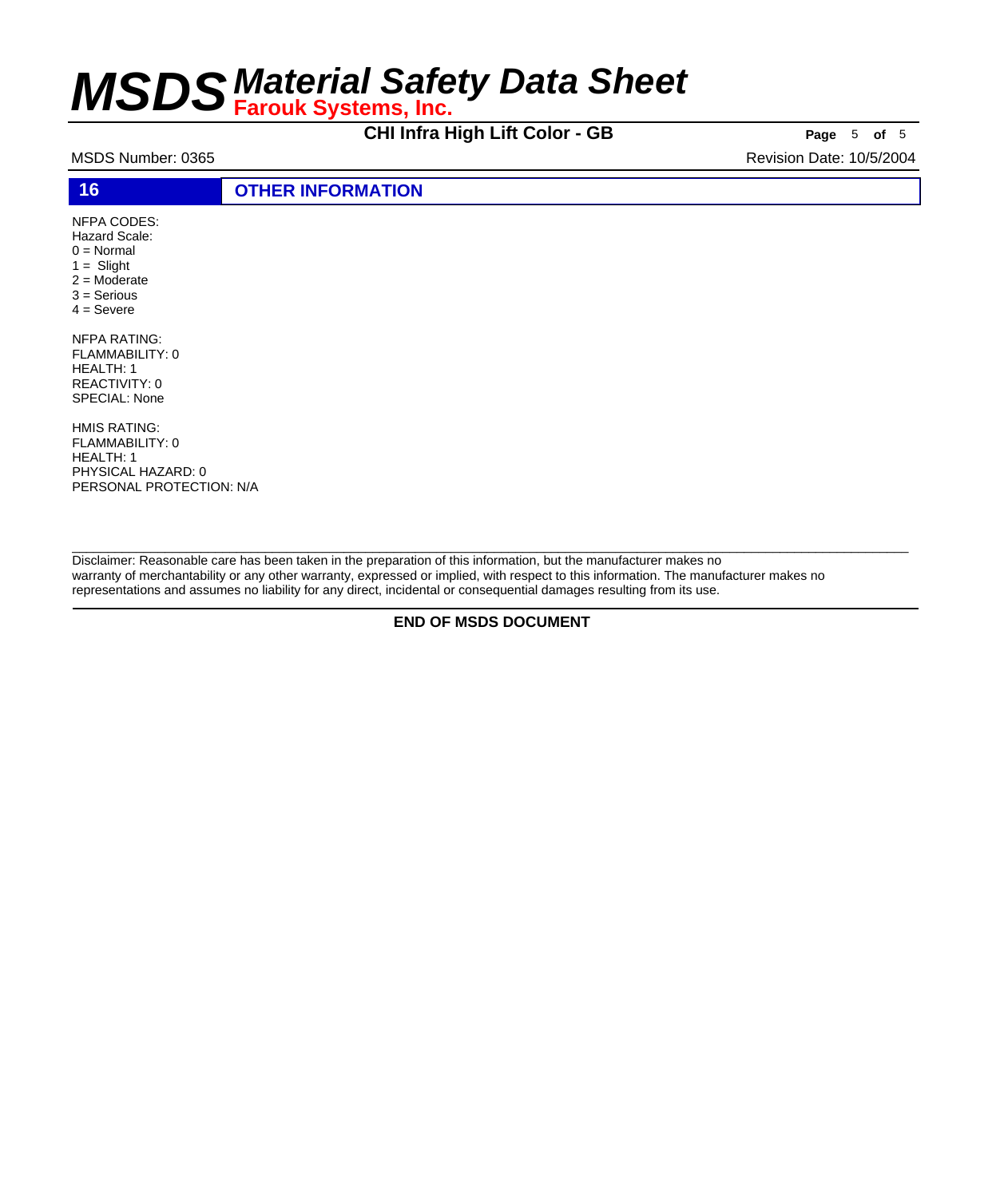## 16 OTHER INFORMATION

NFPA CODES:
Hazard Scale:
0 = Normal
1 = Slight
2 = Moderate
3 = Serious
4 = Severe

NFPA RATING:
FLAMMABILITY: 0
HEALTH: 1
REACTIVITY: 0
SPECIAL: None

HMIS RATING:
FLAMMABILITY: 0
HEALTH: 1
PHYSICAL HAZARD: 0
PERSONAL PROTECTION: N/A

---

Disclaimer: Reasonable care has been taken in the preparation of this information, but the manufacturer makes no warranty of merchantability or any other warranty, expressed or implied, with respect to this information. The manufacturer makes no representations and assumes no liability for any direct, incidental or consequential damages resulting from its use.

---

**END OF MSDS DOCUMENT**